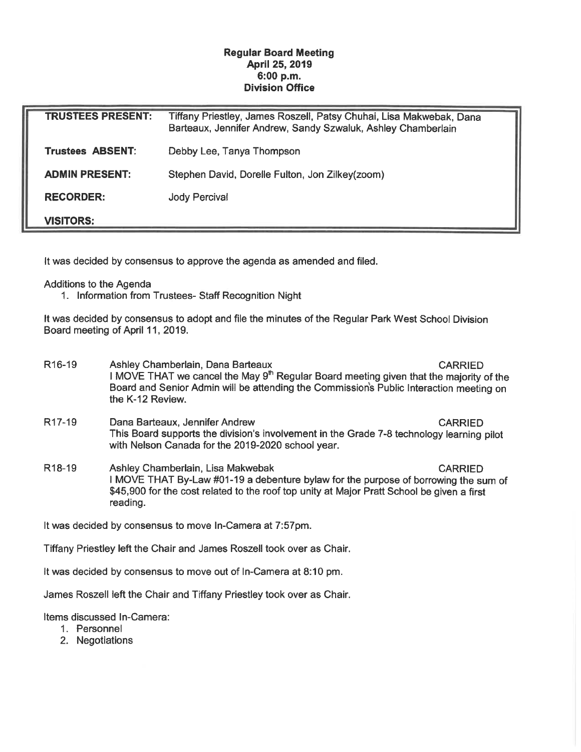**Regular Board Meeting**
**April 25, 2019**
**6:00 p.m.**
**Division Office**

| | |
|---|---|
| **TRUSTEES PRESENT:** | Tiffany Priestley, James Roszell, Patsy Chuhai, Lisa Makwebak, Dana Barteaux, Jennifer Andrew, Sandy Szwaluk, Ashley Chamberlain |
| **Trustees ABSENT:** | Debby Lee, Tanya Thompson |
| **ADMIN PRESENT:** | Stephen David, Dorelle Fulton, Jon Zilkey(zoom) |
| **RECORDER:** | Jody Percival |
| **VISITORS:** | |

It was decided by consensus to approve the agenda as amended and filed.

Additions to the Agenda

1. Information from Trustees- Staff Recognition Night

It was decided by consensus to adopt and file the minutes of the Regular Park West School Division Board meeting of April 11, 2019.

R16-19 Ashley Chamberlain, Dana Barteaux — CARRIED
I MOVE THAT we cancel the May 9th Regular Board meeting given that the majority of the Board and Senior Admin will be attending the Commission's Public Interaction meeting on the K-12 Review.

R17-19 Dana Barteaux, Jennifer Andrew — CARRIED
This Board supports the division's involvement in the Grade 7-8 technology learning pilot with Nelson Canada for the 2019-2020 school year.

R18-19 Ashley Chamberlain, Lisa Makwebak — CARRIED
I MOVE THAT By-Law #01-19 a debenture bylaw for the purpose of borrowing the sum of $45,900 for the cost related to the roof top unity at Major Pratt School be given a first reading.

It was decided by consensus to move In-Camera at 7:57pm.

Tiffany Priestley left the Chair and James Roszell took over as Chair.

It was decided by consensus to move out of In-Camera at 8:10 pm.

James Roszell left the Chair and Tiffany Priestley took over as Chair.

Items discussed In-Camera:

1. Personnel
2. Negotiations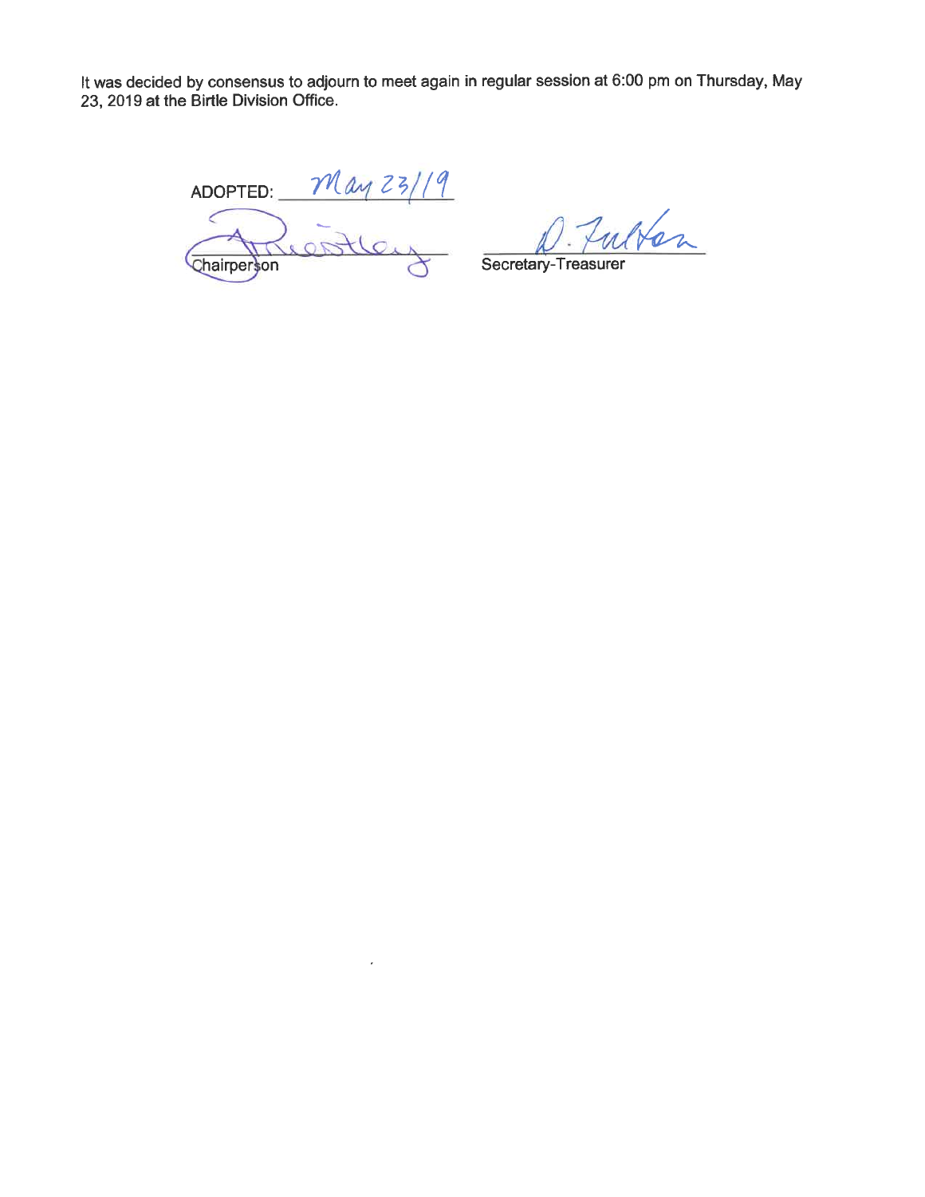It was decided by consensus to adjourn to meet again in regular session at 6:00 pm on Thursday, May 23, 2019 at the Birtle Division Office.

ADOPTED: May 23/19

Chairperson

D. Fulton

Secretary-Treasurer